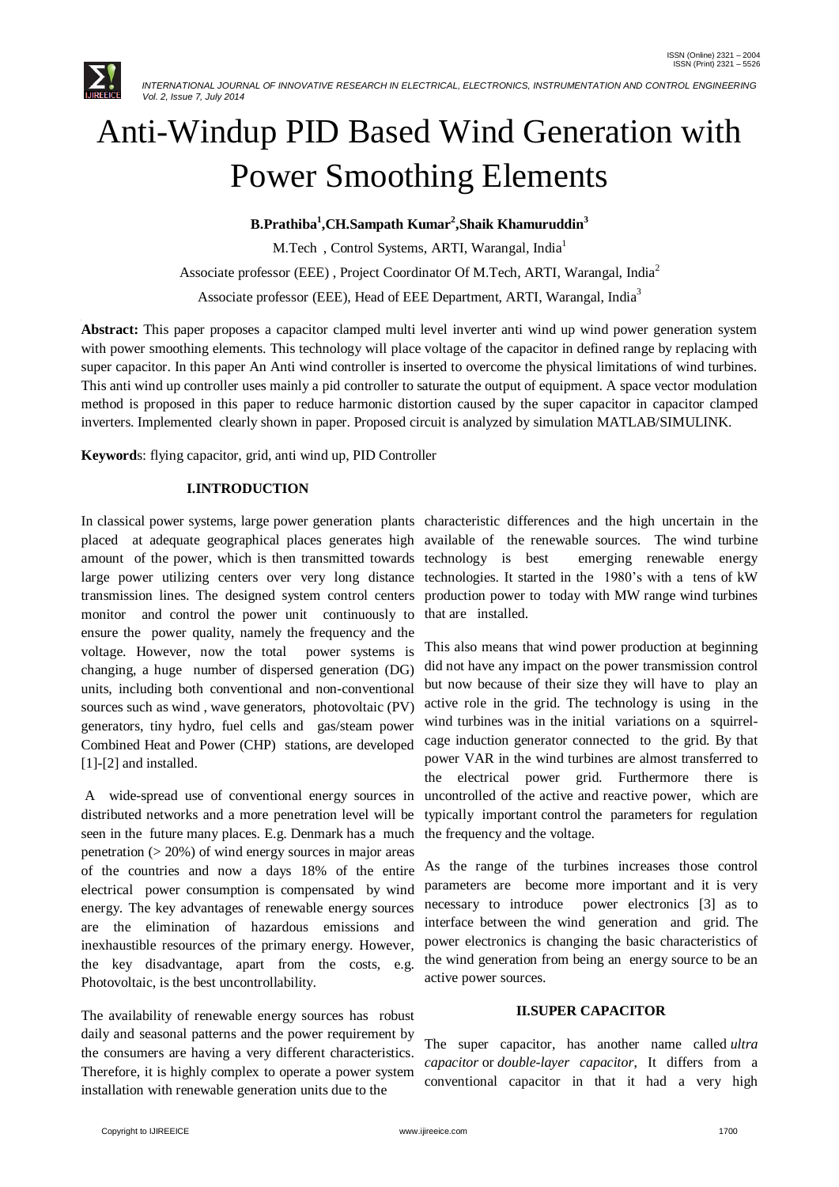# Anti-Windup PID Based Wind Generation with Power Smoothing Elements

**B.Prathiba[1],CH.Sampath Kumar[2],Shaik Khamuruddin[3]**

M.Tech , Control Systems, ARTI, Warangal, India[1]

Associate professor (EEE) , Project Coordinator Of M.Tech, ARTI, Warangal, India[2]

Associate professor (EEE), Head of EEE Department, ARTI, Warangal, India[3]

**Abstract:** This paper proposes a capacitor clamped multi level inverter anti wind up wind power generation system with power smoothing elements. This technology will place voltage of the capacitor in defined range by replacing with super capacitor. In this paper An Anti wind controller is inserted to overcome the physical limitations of wind turbines. This anti wind up controller uses mainly a pid controller to saturate the output of equipment. A space vector modulation method is proposed in this paper to reduce harmonic distortion caused by the super capacitor in capacitor clamped inverters. Implemented clearly shown in paper. Proposed circuit is analyzed by simulation MATLAB/SIMULINK.

**Keywords**: flying capacitor, grid, anti wind up, PID Controller

## I.INTRODUCTION

In classical power systems, large power generation plants placed at adequate geographical places generates high amount of the power, which is then transmitted towards large power utilizing centers over very long distance transmission lines. The designed system control centers monitor and control the power unit continuously to ensure the power quality, namely the frequency and the voltage. However, now the total power systems is changing, a huge number of dispersed generation (DG) units, including both conventional and non-conventional sources such as wind , wave generators, photovoltaic (PV) generators, tiny hydro, fuel cells and gas/steam power Combined Heat and Power (CHP) stations, are developed [1]-[2] and installed.

A wide-spread use of conventional energy sources in distributed networks and a more penetration level will be seen in the future many places. E.g. Denmark has a much penetration (> 20%) of wind energy sources in major areas of the countries and now a days 18% of the entire electrical power consumption is compensated by wind energy. The key advantages of renewable energy sources are the elimination of hazardous emissions and inexhaustible resources of the primary energy. However, the key disadvantage, apart from the costs, e.g. Photovoltaic, is the best uncontrollability.

The availability of renewable energy sources has robust daily and seasonal patterns and the power requirement by the consumers are having a very different characteristics. Therefore, it is highly complex to operate a power system installation with renewable generation units due to the characteristic differences and the high uncertain in the available of the renewable sources. The wind turbine technology is best emerging renewable energy technologies. It started in the 1980's with a tens of kW production power to today with MW range wind turbines that are installed.

This also means that wind power production at beginning did not have any impact on the power transmission control but now because of their size they will have to play an active role in the grid. The technology is using in the wind turbines was in the initial variations on a squirrel-cage induction generator connected to the grid. By that power VAR in the wind turbines are almost transferred to the electrical power grid. Furthermore there is uncontrolled of the active and reactive power, which are typically important control the parameters for regulation the frequency and the voltage.

As the range of the turbines increases those control parameters are become more important and it is very necessary to introduce power electronics [3] as to interface between the wind generation and grid. The power electronics is changing the basic characteristics of the wind generation from being an energy source to be an active power sources.

## II.SUPER CAPACITOR

The super capacitor, has another name called *ultra capacitor* or *double-layer capacitor,* It differs from a conventional capacitor in that it had a very high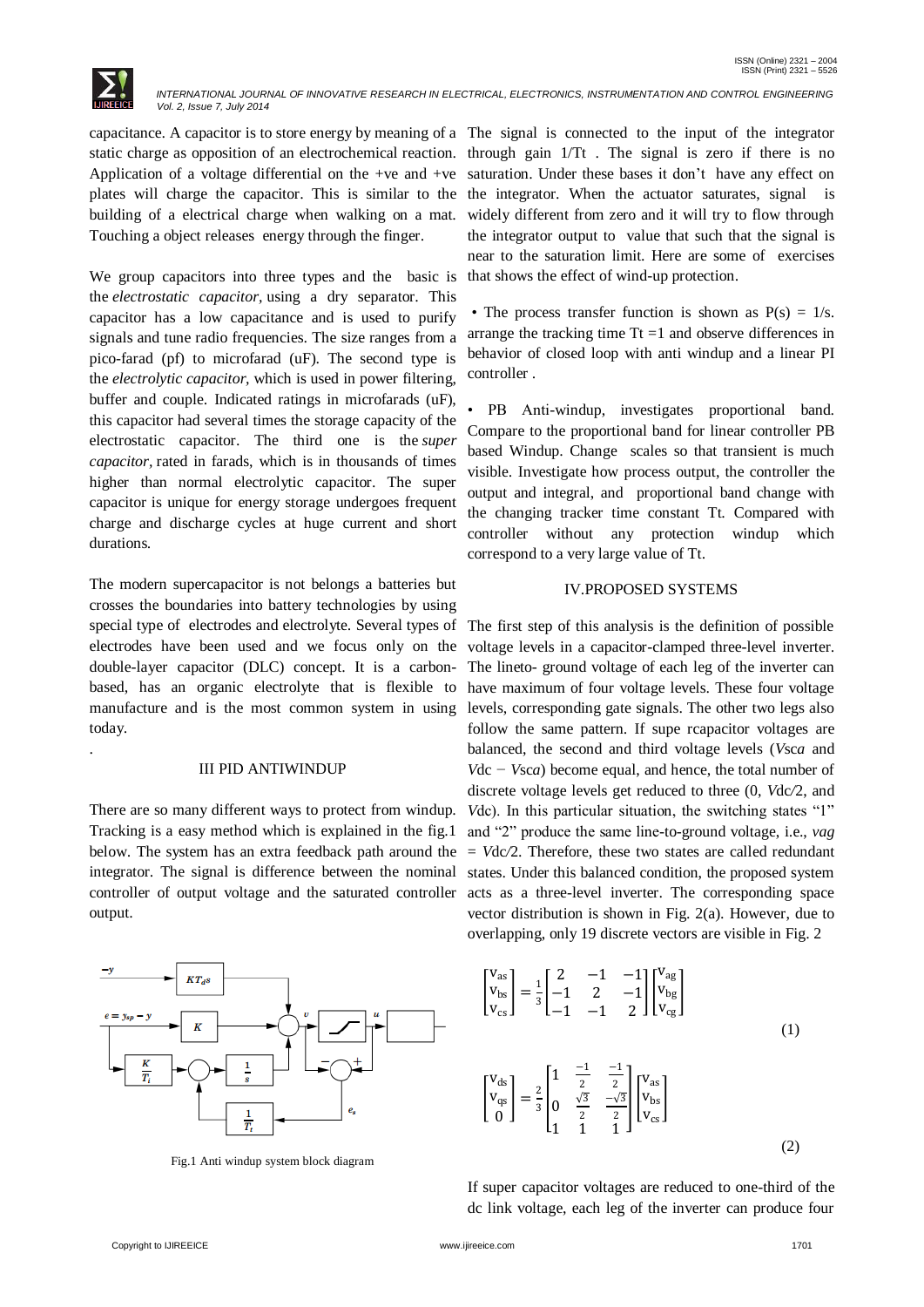capacitance. A capacitor is to store energy by meaning of a static charge as opposition of an electrochemical reaction. Application of a voltage differential on the +ve and +ve plates will charge the capacitor. This is similar to the building of a electrical charge when walking on a mat. Touching a object releases energy through the finger.

We group capacitors into three types and the basic is the *electrostatic capacitor*, using a dry separator. This capacitor has a low capacitance and is used to purify signals and tune radio frequencies. The size ranges from a pico-farad (pf) to microfarad (uF). The second type is the *electrolytic capacitor*, which is used in power filtering, buffer and couple. Indicated ratings in microfarads (uF), this capacitor had several times the storage capacity of the electrostatic capacitor. The third one is the *super capacitor*, rated in farads, which is in thousands of times higher than normal electrolytic capacitor. The super capacitor is unique for energy storage undergoes frequent charge and discharge cycles at huge current and short durations.

The modern supercapacitor is not belongs a batteries but crosses the boundaries into battery technologies by using special type of electrodes and electrolyte. Several types of electrodes have been used and we focus only on the double-layer capacitor (DLC) concept. It is a carbon-based, has an organic electrolyte that is flexible to manufacture and is the most common system in using today.

.

## III PID ANTIWINDUP

There are so many different ways to protect from windup. Tracking is a easy method which is explained in the fig.1 below. The system has an extra feedback path around the integrator. The signal is difference between the nominal controller of output voltage and the saturated controller output.

Fig.1 Anti windup system block diagram

The signal is connected to the input of the integrator through gain 1/Tt . The signal is zero if there is no saturation. Under these bases it don't have any effect on the integrator. When the actuator saturates, signal is widely different from zero and it will try to flow through the integrator output to value that such that the signal is near to the saturation limit. Here are some of exercises that shows the effect of wind-up protection.

- The process transfer function is shown as $P(s) = 1/s$. arrange the tracking time Tt =1 and observe differences in behavior of closed loop with anti windup and a linear PI controller .

- PB Anti-windup, investigates proportional band. Compare to the proportional band for linear controller PB based Windup. Change scales so that transient is much visible. Investigate how process output, the controller the output and integral, and proportional band change with the changing tracker time constant Tt. Compared with controller without any protection windup which correspond to a very large value of Tt.

## IV.PROPOSED SYSTEMS

The first step of this analysis is the definition of possible voltage levels in a capacitor-clamped three-level inverter. The lineto- ground voltage of each leg of the inverter can have maximum of four voltage levels. These four voltage levels, corresponding gate signals. The other two legs also follow the same pattern. If supe rcapacitor voltages are balanced, the second and third voltage levels ($V_{sca}$ and $V_{dc} - V_{sca}$) become equal, and hence, the total number of discrete voltage levels get reduced to three (0, $V_{dc}/2$, and $V_{dc}$). In this particular situation, the switching states "1" and "2" produce the same line-to-ground voltage, i.e., $v_{ag} = V_{dc}/2$. Therefore, these two states are called redundant states. Under this balanced condition, the proposed system acts as a three-level inverter. The corresponding space vector distribution is shown in Fig. 2(a). However, due to overlapping, only 19 discrete vectors are visible in Fig. 2

$$\begin{bmatrix} V_{as} \\ V_{bs} \\ V_{cs} \end{bmatrix} = \frac{1}{3}\begin{bmatrix} 2 & -1 & -1 \\ -1 & 2 & -1 \\ -1 & -1 & 2 \end{bmatrix}\begin{bmatrix} V_{ag} \\ V_{bg} \\ V_{cg} \end{bmatrix} \tag{1}$$

$$\begin{bmatrix} V_{ds} \\ V_{qs} \\ 0 \end{bmatrix} = \frac{2}{3}\begin{bmatrix} 1 & \frac{-1}{2} & \frac{-1}{2} \\ 0 & \frac{\sqrt{3}}{2} & \frac{-\sqrt{3}}{2} \\ 1 & 1 & 1 \end{bmatrix}\begin{bmatrix} V_{as} \\ V_{bs} \\ V_{cs} \end{bmatrix} \tag{2}$$

If super capacitor voltages are reduced to one-third of the dc link voltage, each leg of the inverter can produce four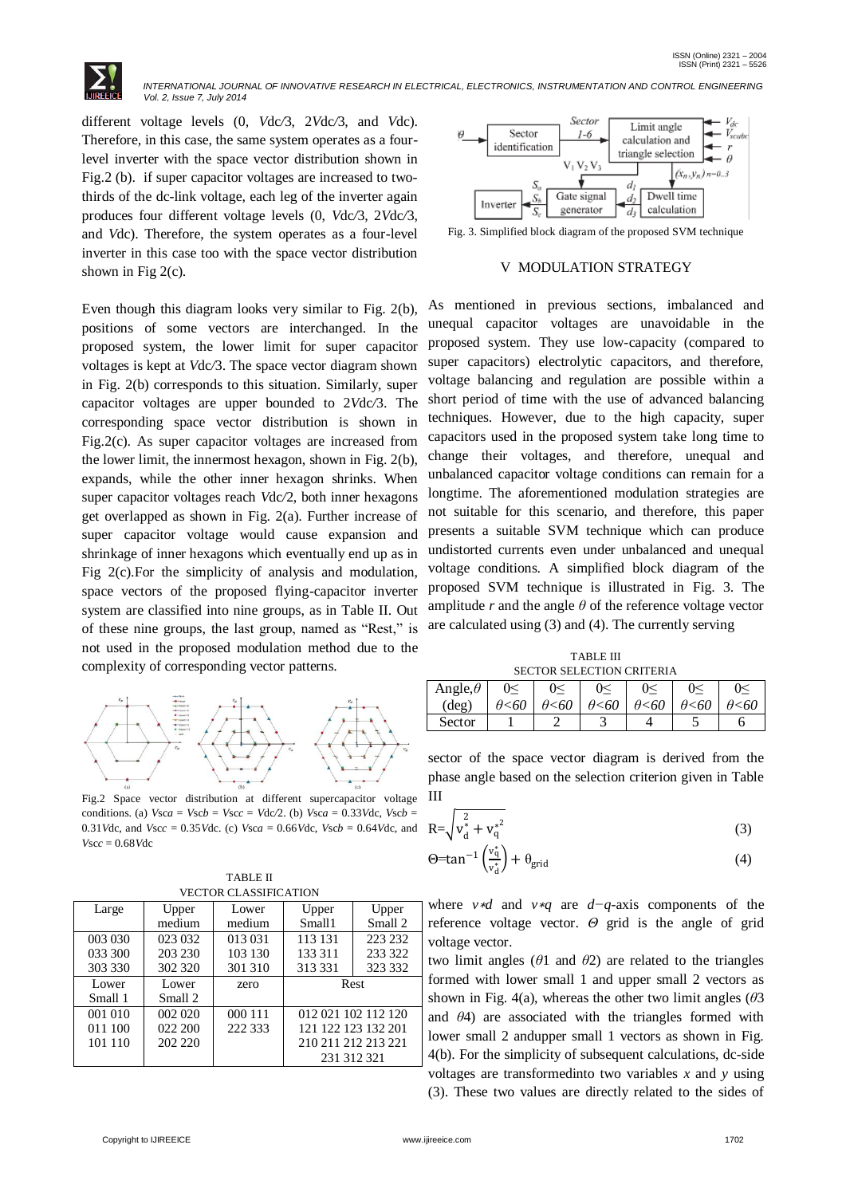different voltage levels (0, $V_{dc}/3$, $2V_{dc}/3$, and $V_{dc}$). Therefore, in this case, the same system operates as a four-level inverter with the space vector distribution shown in Fig.2 (b). if super capacitor voltages are increased to two-thirds of the dc-link voltage, each leg of the inverter again produces four different voltage levels (0, $V_{dc}/3$, $2V_{dc}/3$, and $V_{dc}$). Therefore, the system operates as a four-level inverter in this case too with the space vector distribution shown in Fig 2(c).

Even though this diagram looks very similar to Fig. 2(b), positions of some vectors are interchanged. In the proposed system, the lower limit for super capacitor voltages is kept at $V_{dc}/3$. The space vector diagram shown in Fig. 2(b) corresponds to this situation. Similarly, super capacitor voltages are upper bounded to $2V_{dc}/3$. The corresponding space vector distribution is shown in Fig.2(c). As super capacitor voltages are increased from the lower limit, the innermost hexagon, shown in Fig. 2(b), expands, while the other inner hexagon shrinks. When super capacitor voltages reach $V_{dc}/2$, both inner hexagons get overlapped as shown in Fig. 2(a). Further increase of super capacitor voltage would cause expansion and shrinkage of inner hexagons which eventually end up as in Fig 2(c).For the simplicity of analysis and modulation, space vectors of the proposed flying-capacitor inverter system are classified into nine groups, as in Table II. Out of these nine groups, the last group, named as "Rest," is not used in the proposed modulation method due to the complexity of corresponding vector patterns.

Fig.2 Space vector distribution at different supercapacitor voltage conditions. (a) $V_{sca} = V_{scb} = V_{scc} = V_{dc}/2$. (b) $V_{sca} = 0.33V_{dc}$, $V_{scb} = 0.31V_{dc}$, and $V_{scc} = 0.35V_{dc}$. (c) $V_{sca} = 0.66V_{dc}$, $V_{scb} = 0.64V_{dc}$, and $V_{scc} = 0.68V_{dc}$

TABLE II
VECTOR CLASSIFICATION

| Large | Upper medium | Lower medium | Upper Small1 | Upper Small 2 |
|---|---|---|---|---|
| 003 030<br>033 300<br>303 330 | 023 032<br>203 230<br>302 320 | 013 031<br>103 130<br>301 310 | 113 131<br>133 311<br>313 331 | 223 232<br>233 322<br>323 332 |
| **Lower Small 1** | **Lower Small 2** | **zero** | **Rest** | |
| 001 010<br>011 100<br>101 110 | 002 020<br>022 200<br>202 220 | 000 111<br>222 333 | 012 021 102 112 120<br>121 122 123 132 201<br>210 211 212 213 221<br>231 312 321 | |

Fig. 3. Simplified block diagram of the proposed SVM technique

## V MODULATION STRATEGY

As mentioned in previous sections, imbalanced and unequal capacitor voltages are unavoidable in the proposed system. They use low-capacity (compared to super capacitors) electrolytic capacitors, and therefore, voltage balancing and regulation are possible within a short period of time with the use of advanced balancing techniques. However, due to the high capacity, super capacitors used in the proposed system take long time to change their voltages, and therefore, unequal and unbalanced capacitor voltage conditions can remain for a longtime. The aforementioned modulation strategies are not suitable for this scenario, and therefore, this paper presents a suitable SVM technique which can produce undistorted currents even under unbalanced and unequal voltage conditions. A simplified block diagram of the proposed SVM technique is illustrated in Fig. 3. The amplitude $r$ and the angle $\theta$ of the reference voltage vector are calculated using (3) and (4). The currently serving

TABLE III
SECTOR SELECTION CRITERIA

| Angle,$\theta$ (deg) | $0\leq \theta<60$ | $0\leq \theta<60$ | $0\leq \theta<60$ | $0\leq \theta<60$ | $0\leq \theta<60$ | $0\leq \theta<60$ |
|---|---|---|---|---|---|---|
| Sector | 1 | 2 | 3 | 4 | 5 | 6 |

sector of the space vector diagram is derived from the phase angle based on the selection criterion given in Table III

$$R=\sqrt{v_d^{*2} + v_q^{*2}} \tag{3}$$

$$\Theta=\tan^{-1}\left(\frac{v_q^*}{v_d^*}\right) + \theta_{grid} \tag{4}$$

where $v*d$ and $v*q$ are $d-q$-axis components of the reference voltage vector. $\Theta$ grid is the angle of grid voltage vector.

two limit angles ($\theta 1$ and $\theta 2$) are related to the triangles formed with lower small 1 and upper small 2 vectors as shown in Fig. 4(a), whereas the other two limit angles ($\theta 3$ and $\theta 4$) are associated with the triangles formed with lower small 2 andupper small 1 vectors as shown in Fig. 4(b). For the simplicity of subsequent calculations, dc-side voltages are transformedinto two variables $x$ and $y$ using (3). These two values are directly related to the sides of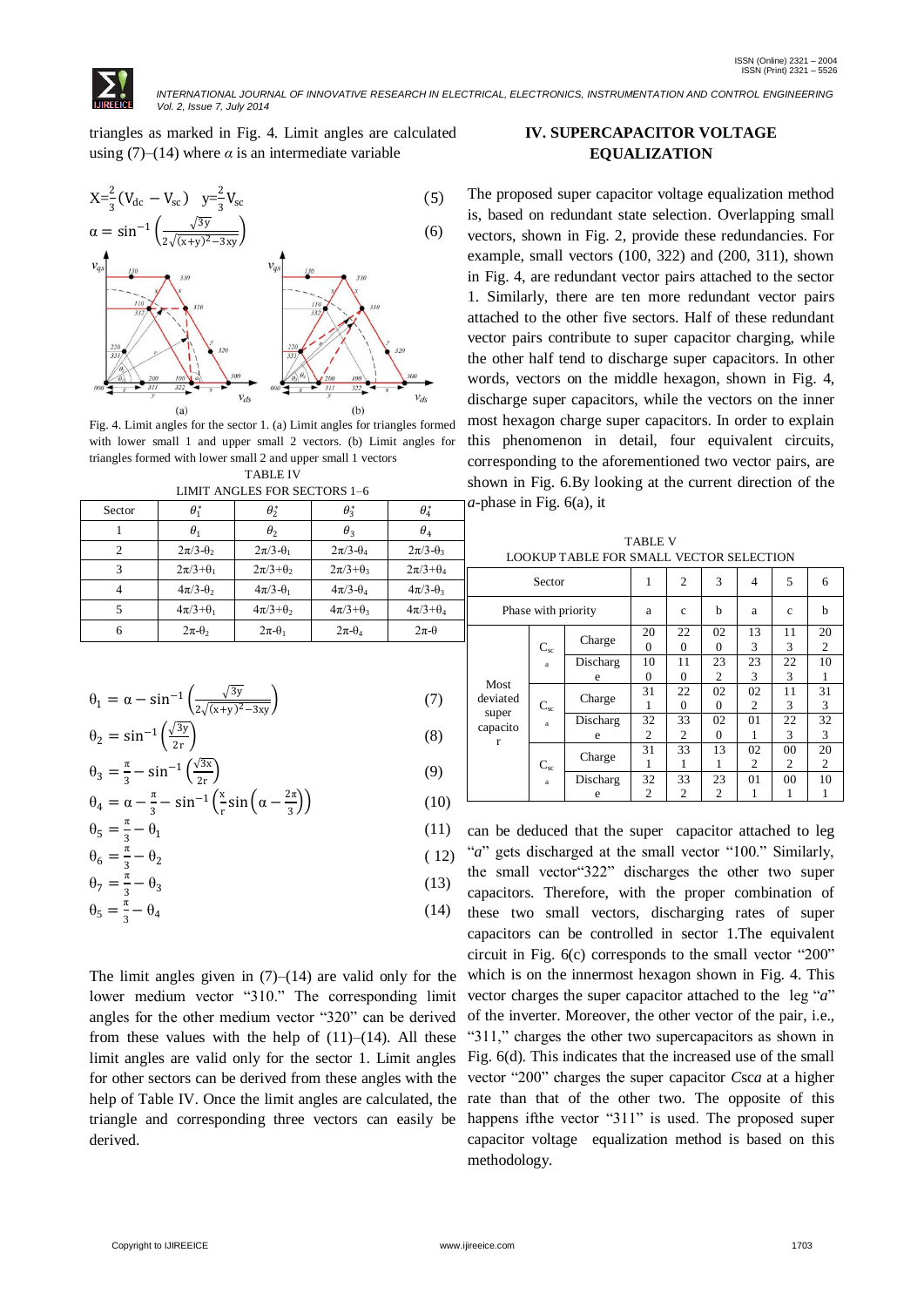triangles as marked in Fig. 4. Limit angles are calculated using (7)–(14) where $\alpha$ is an intermediate variable

$$X=\frac{2}{3}(V_{dc}-V_{sc}) \quad y=\frac{2}{3}V_{sc} \tag{5}$$

$$\alpha=\sin^{-1}\left(\frac{\sqrt{3}y}{2\sqrt{(x+y)^2-3xy}}\right) \tag{6}$$

Fig. 4. Limit angles for the sector 1. (a) Limit angles for triangles formed with lower small 1 and upper small 2 vectors. (b) Limit angles for triangles formed with lower small 2 and upper small 1 vectors

TABLE IV
LIMIT ANGLES FOR SECTORS 1–6

| Sector | $\theta_1^*$ | $\theta_2^*$ | $\theta_3^*$ | $\theta_4^*$ |
|---|---|---|---|---|
| 1 | $\theta_1$ | $\theta_2$ | $\theta_3$ | $\theta_4$ |
| 2 | $2\pi/3-\theta_2$ | $2\pi/3-\theta_1$ | $2\pi/3-\theta_4$ | $2\pi/3-\theta_3$ |
| 3 | $2\pi/3+\theta_1$ | $2\pi/3+\theta_2$ | $2\pi/3+\theta_3$ | $2\pi/3+\theta_4$ |
| 4 | $4\pi/3-\theta_2$ | $4\pi/3-\theta_1$ | $4\pi/3-\theta_4$ | $4\pi/3-\theta_3$ |
| 5 | $4\pi/3+\theta_1$ | $4\pi/3+\theta_2$ | $4\pi/3+\theta_3$ | $4\pi/3+\theta_4$ |
| 6 | $2\pi-\theta_2$ | $2\pi-\theta_1$ | $2\pi-\theta_4$ | $2\pi-\theta$ |

$$\theta_1=\alpha-\sin^{-1}\left(\frac{\sqrt{3y}}{2\sqrt{(x+y)^2-3xy}}\right) \tag{7}$$

$$\theta_2=\sin^{-1}\left(\frac{\sqrt{3y}}{2r}\right) \tag{8}$$

$$\theta_3=\frac{\pi}{3}-\sin^{-1}\left(\frac{\sqrt{3x}}{2r}\right) \tag{9}$$

$$\theta_4=\alpha-\frac{\pi}{3}-\sin^{-1}\left(\frac{x}{r}\sin\left(\alpha-\frac{2\pi}{3}\right)\right) \tag{10}$$

$$\theta_5=\frac{\pi}{3}-\theta_1 \tag{11}$$

$$\theta_6=\frac{\pi}{3}-\theta_2 \tag{12}$$

$$\theta_7=\frac{\pi}{3}-\theta_3 \tag{13}$$

$$\theta_5=\frac{\pi}{3}-\theta_4 \tag{14}$$

The limit angles given in (7)–(14) are valid only for the lower medium vector "310." The corresponding limit angles for the other medium vector "320" can be derived from these values with the help of (11)–(14). All these limit angles are valid only for the sector 1. Limit angles for other sectors can be derived from these angles with the help of Table IV. Once the limit angles are calculated, the triangle and corresponding three vectors can easily be derived.

## IV. SUPERCAPACITOR VOLTAGE EQUALIZATION

The proposed super capacitor voltage equalization method is, based on redundant state selection. Overlapping small vectors, shown in Fig. 2, provide these redundancies. For example, small vectors (100, 322) and (200, 311), shown in Fig. 4, are redundant vector pairs attached to the sector 1. Similarly, there are ten more redundant vector pairs attached to the other five sectors. Half of these redundant vector pairs contribute to super capacitor charging, while the other half tend to discharge super capacitors. In other words, vectors on the middle hexagon, shown in Fig. 4, discharge super capacitors, while the vectors on the inner most hexagon charge super capacitors. In order to explain this phenomenon in detail, four equivalent circuits, corresponding to the aforementioned two vector pairs, are shown in Fig. 6.By looking at the current direction of the *a*-phase in Fig. 6(a), it

TABLE V
LOOKUP TABLE FOR SMALL VECTOR SELECTION

| Sector | | | 1 | 2 | 3 | 4 | 5 | 6 |
|---|---|---|---|---|---|---|---|---|
| Phase with priority | | | a | c | b | a | c | b |
| Most deviated super capacitor | $C_{sca}$ | Charge | 200 | 220 | 020 | 133 | 113 | 202 |
| | | Discharge | 100 | 110 | 232 | 233 | 223 | 101 |
| | $C_{sca}$ | Charge | 311 | 220 | 020 | 022 | 113 | 313 |
| | | Discharge | 322 | 332 | 020 | 011 | 223 | 323 |
| | $C_{sca}$ | Charge | 311 | 331 | 131 | 022 | 002 | 202 |
| | | Discharge | 322 | 332 | 232 | 011 | 001 | 101 |

can be deduced that the super capacitor attached to leg "*a*" gets discharged at the small vector "100." Similarly, the small vector"322" discharges the other two super capacitors. Therefore, with the proper combination of these two small vectors, discharging rates of super capacitors can be controlled in sector 1.The equivalent circuit in Fig. 6(c) corresponds to the small vector "200" which is on the innermost hexagon shown in Fig. 4. This vector charges the super capacitor attached to the leg "*a*" of the inverter. Moreover, the other vector of the pair, i.e., "311," charges the other two supercapacitors as shown in Fig. 6(d). This indicates that the increased use of the small vector "200" charges the super capacitor *Csca* at a higher rate than that of the other two. The opposite of this happens ifthe vector "311" is used. The proposed super capacitor voltage equalization method is based on this methodology.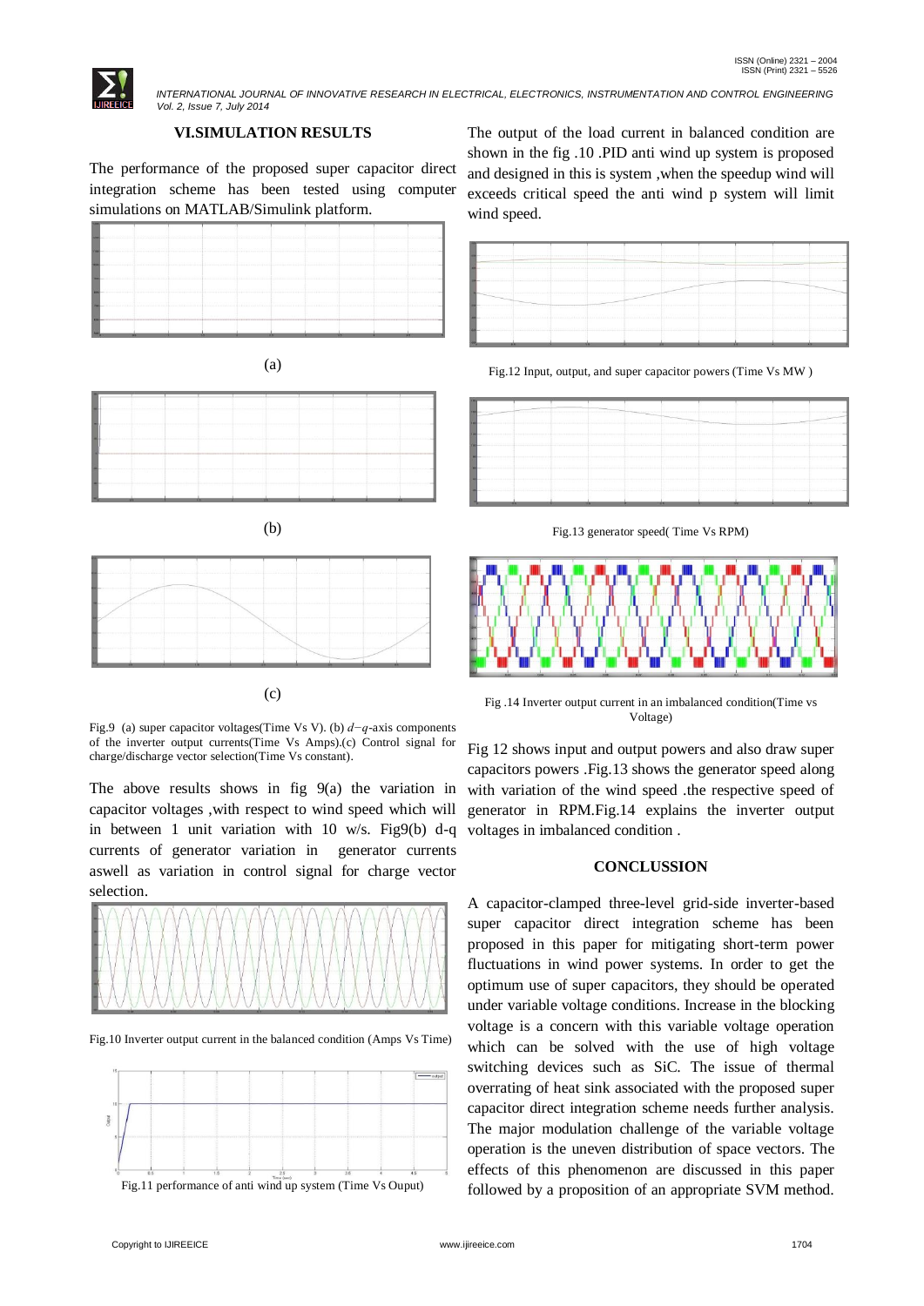## VI.SIMULATION RESULTS

The performance of the proposed super capacitor direct integration scheme has been tested using computer simulations on MATLAB/Simulink platform.

(a)

(b)

(c)

Fig.9 (a) super capacitor voltages(Time Vs V). (b) $d-q$-axis components of the inverter output currents(Time Vs Amps).(c) Control signal for charge/discharge vector selection(Time Vs constant).

The above results shows in fig 9(a) the variation in capacitor voltages ,with respect to wind speed which will in between 1 unit variation with 10 w/s. Fig9(b) d-q currents of generator variation in generator currents aswell as variation in control signal for charge vector selection.

Fig.10 Inverter output current in the balanced condition (Amps Vs Time)

Fig.11 performance of anti wind up system (Time Vs Ouput)

The output of the load current in balanced condition are shown in the fig .10 .PID anti wind up system is proposed and designed in this is system ,when the speedup wind will exceeds critical speed the anti wind p system will limit wind speed.

Fig.12 Input, output, and super capacitor powers (Time Vs MW )

Fig.13 generator speed( Time Vs RPM)

Fig .14 Inverter output current in an imbalanced condition(Time vs Voltage)

Fig 12 shows input and output powers and also draw super capacitors powers .Fig.13 shows the generator speed along with variation of the wind speed .the respective speed of generator in RPM.Fig.14 explains the inverter output voltages in imbalanced condition .

## CONCLUSSION

A capacitor-clamped three-level grid-side inverter-based super capacitor direct integration scheme has been proposed in this paper for mitigating short-term power fluctuations in wind power systems. In order to get the optimum use of super capacitors, they should be operated under variable voltage conditions. Increase in the blocking voltage is a concern with this variable voltage operation which can be solved with the use of high voltage switching devices such as SiC. The issue of thermal overrating of heat sink associated with the proposed super capacitor direct integration scheme needs further analysis. The major modulation challenge of the variable voltage operation is the uneven distribution of space vectors. The effects of this phenomenon are discussed in this paper followed by a proposition of an appropriate SVM method.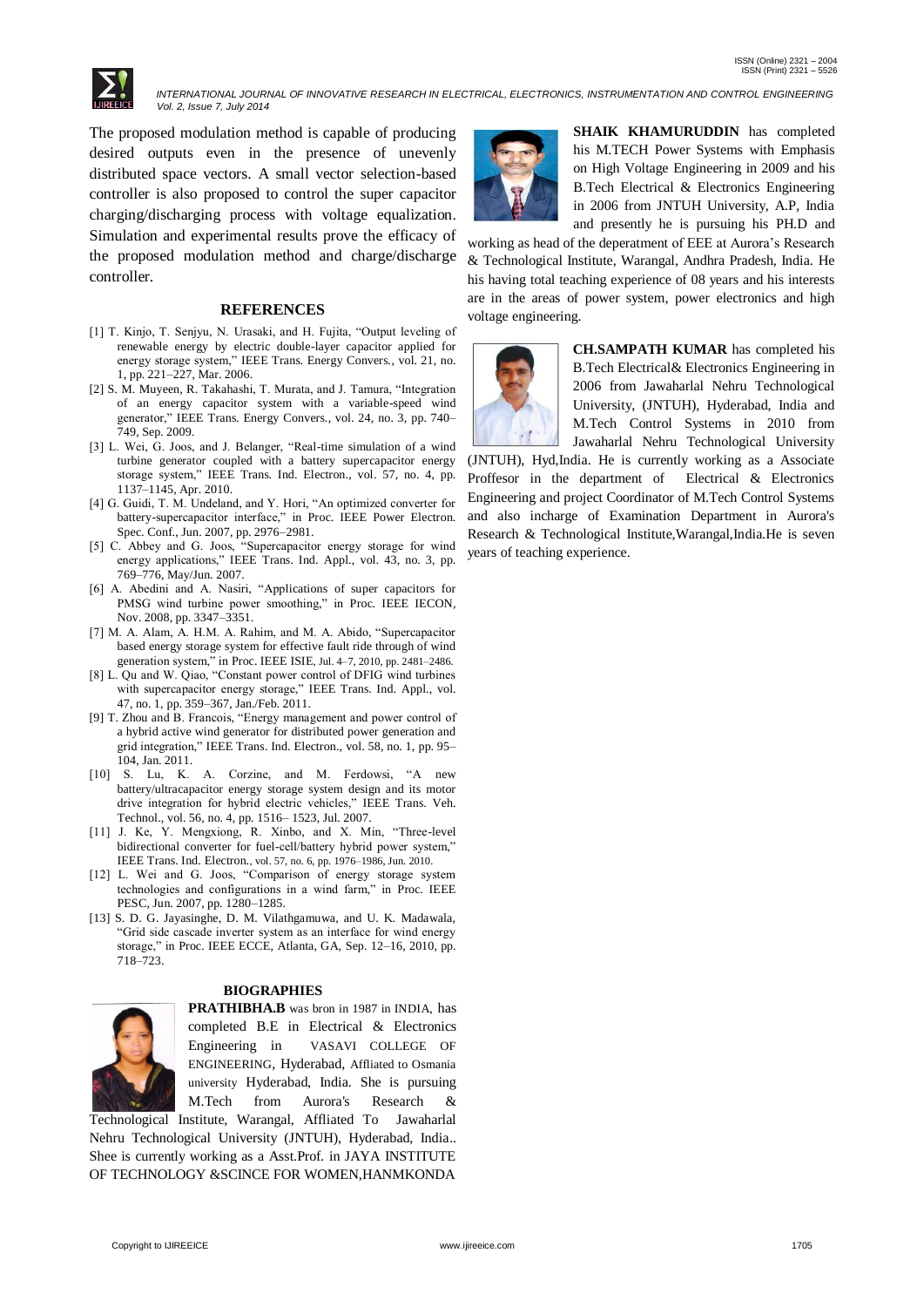The proposed modulation method is capable of producing desired outputs even in the presence of unevenly distributed space vectors. A small vector selection-based controller is also proposed to control the super capacitor charging/discharging process with voltage equalization. Simulation and experimental results prove the efficacy of the proposed modulation method and charge/discharge controller.

## REFERENCES

[1] T. Kinjo, T. Senjyu, N. Urasaki, and H. Fujita, "Output leveling of renewable energy by electric double-layer capacitor applied for energy storage system," IEEE Trans. Energy Convers., vol. 21, no. 1, pp. 221–227, Mar. 2006.

[2] S. M. Muyeen, R. Takahashi, T. Murata, and J. Tamura, "Integration of an energy capacitor system with a variable-speed wind generator," IEEE Trans. Energy Convers., vol. 24, no. 3, pp. 740–749, Sep. 2009.

[3] L. Wei, G. Joos, and J. Belanger, "Real-time simulation of a wind turbine generator coupled with a battery supercapacitor energy storage system," IEEE Trans. Ind. Electron., vol. 57, no. 4, pp. 1137–1145, Apr. 2010.

[4] G. Guidi, T. M. Undeland, and Y. Hori, "An optimized converter for battery-supercapacitor interface," in Proc. IEEE Power Electron. Spec. Conf., Jun. 2007, pp. 2976–2981.

[5] C. Abbey and G. Joos, "Supercapacitor energy storage for wind energy applications," IEEE Trans. Ind. Appl., vol. 43, no. 3, pp. 769–776, May/Jun. 2007.

[6] A. Abedini and A. Nasiri, "Applications of super capacitors for PMSG wind turbine power smoothing," in Proc. IEEE IECON, Nov. 2008, pp. 3347–3351.

[7] M. A. Alam, A. H.M. A. Rahim, and M. A. Abido, "Supercapacitor based energy storage system for effective fault ride through of wind generation system," in Proc. IEEE ISIE, Jul. 4–7, 2010, pp. 2481–2486.

[8] L. Qu and W. Qiao, "Constant power control of DFIG wind turbines with supercapacitor energy storage," IEEE Trans. Ind. Appl., vol. 47, no. 1, pp. 359–367, Jan./Feb. 2011.

[9] T. Zhou and B. Francois, "Energy management and power control of a hybrid active wind generator for distributed power generation and grid integration," IEEE Trans. Ind. Electron., vol. 58, no. 1, pp. 95–104, Jan. 2011.

[10] S. Lu, K. A. Corzine, and M. Ferdowsi, "A new battery/ultracapacitor energy storage system design and its motor drive integration for hybrid electric vehicles," IEEE Trans. Veh. Technol., vol. 56, no. 4, pp. 1516– 1523, Jul. 2007.

[11] J. Ke, Y. Mengxiong, R. Xinbo, and X. Min, "Three-level bidirectional converter for fuel-cell/battery hybrid power system," IEEE Trans. Ind. Electron., vol. 57, no. 6, pp. 1976–1986, Jun. 2010.

[12] L. Wei and G. Joos, "Comparison of energy storage system technologies and configurations in a wind farm," in Proc. IEEE PESC, Jun. 2007, pp. 1280–1285.

[13] S. D. G. Jayasinghe, D. M. Vilathgamuwa, and U. K. Madawala, "Grid side cascade inverter system as an interface for wind energy storage," in Proc. IEEE ECCE, Atlanta, GA, Sep. 12–16, 2010, pp. 718–723.

## BIOGRAPHIES

**PRATHIBHA.B** was bron in 1987 in INDIA, has completed B.E in Electrical & Electronics Engineering in VASAVI COLLEGE OF ENGINEERING, Hyderabad, Affliated to Osmania university Hyderabad, India. She is pursuing M.Tech from Aurora's Research & Technological Institute, Warangal, Affliated To Jawaharlal Nehru Technological University (JNTUH), Hyderabad, India.. Shee is currently working as a Asst.Prof. in JAYA INSTITUTE OF TECHNOLOGY &SCINCE FOR WOMEN,HANMKONDA

**SHAIK KHAMURUDDIN** has completed his M.TECH Power Systems with Emphasis on High Voltage Engineering in 2009 and his B.Tech Electrical & Electronics Engineering in 2006 from JNTUH University, A.P, India and presently he is pursuing his PH.D and working as head of the deperatment of EEE at Aurora's Research & Technological Institute, Warangal, Andhra Pradesh, India. He his having total teaching experience of 08 years and his interests are in the areas of power system, power electronics and high voltage engineering.

**CH.SAMPATH KUMAR** has completed his B.Tech Electrical& Electronics Engineering in 2006 from Jawaharlal Nehru Technological University, (JNTUH), Hyderabad, India and M.Tech Control Systems in 2010 from Jawaharlal Nehru Technological University (JNTUH), Hyd,India. He is currently working as a Associate Proffesor in the department of Electrical & Electronics Engineering and project Coordinator of M.Tech Control Systems and also incharge of Examination Department in Aurora's Research & Technological Institute,Warangal,India.He is seven years of teaching experience.